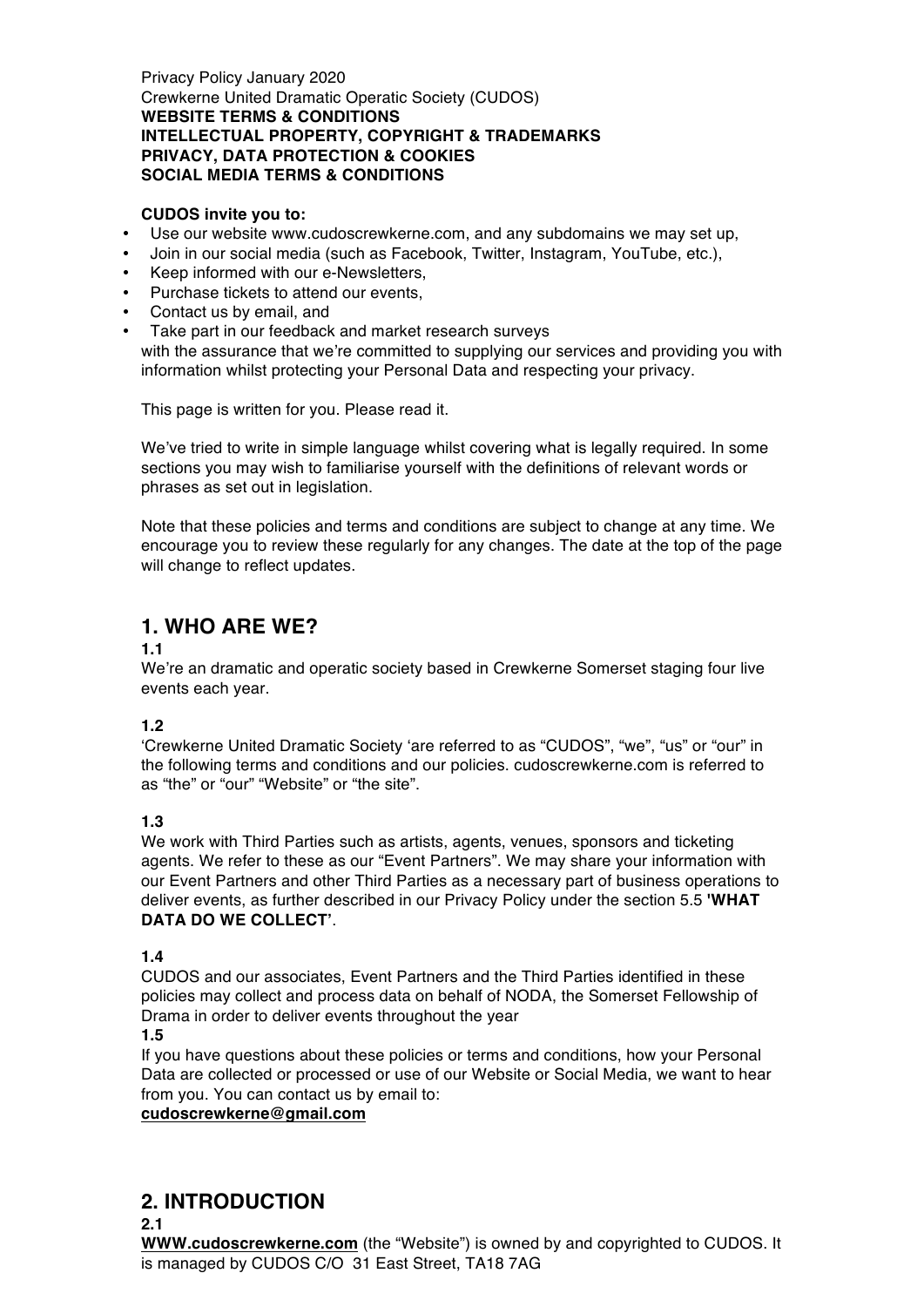Privacy Policy January 2020
Crewkerne United Dramatic Operatic Society (CUDOS)
**WEBSITE TERMS & CONDITIONS**
**INTELLECTUAL PROPERTY, COPYRIGHT & TRADEMARKS**
**PRIVACY, DATA PROTECTION & COOKIES**
**SOCIAL MEDIA TERMS & CONDITIONS**

**CUDOS invite you to:**

- Use our website www.cudoscrewkerne.com, and any subdomains we may set up,
- Join in our social media (such as Facebook, Twitter, Instagram, YouTube, etc.),
- Keep informed with our e-Newsletters,
- Purchase tickets to attend our events,
- Contact us by email, and
- Take part in our feedback and market research surveys

with the assurance that we're committed to supplying our services and providing you with information whilst protecting your Personal Data and respecting your privacy.

This page is written for you. Please read it.

We've tried to write in simple language whilst covering what is legally required. In some sections you may wish to familiarise yourself with the definitions of relevant words or phrases as set out in legislation.

Note that these policies and terms and conditions are subject to change at any time. We encourage you to review these regularly for any changes. The date at the top of the page will change to reflect updates.

## 1. WHO ARE WE?

**1.1**
We're an dramatic and operatic society based in Crewkerne Somerset staging four live events each year.

**1.2**
'Crewkerne United Dramatic Society 'are referred to as "CUDOS", "we", "us" or "our" in the following terms and conditions and our policies. cudoscrewkerne.com is referred to as "the" or "our" "Website" or "the site".

**1.3**
We work with Third Parties such as artists, agents, venues, sponsors and ticketing agents. We refer to these as our "Event Partners". We may share your information with our Event Partners and other Third Parties as a necessary part of business operations to deliver events, as further described in our Privacy Policy under the section 5.5 **'WHAT DATA DO WE COLLECT'**.

**1.4**
CUDOS and our associates, Event Partners and the Third Parties identified in these policies may collect and process data on behalf of NODA, the Somerset Fellowship of Drama in order to deliver events throughout the year

**1.5**
If you have questions about these policies or terms and conditions, how your Personal Data are collected or processed or use of our Website or Social Media, we want to hear from you. You can contact us by email to:
**cudoscrewkerne@gmail.com**

## 2. INTRODUCTION

**2.1**
**WWW.cudoscrewkerne.com** (the "Website") is owned by and copyrighted to CUDOS. It is managed by CUDOS C/O 31 East Street, TA18 7AG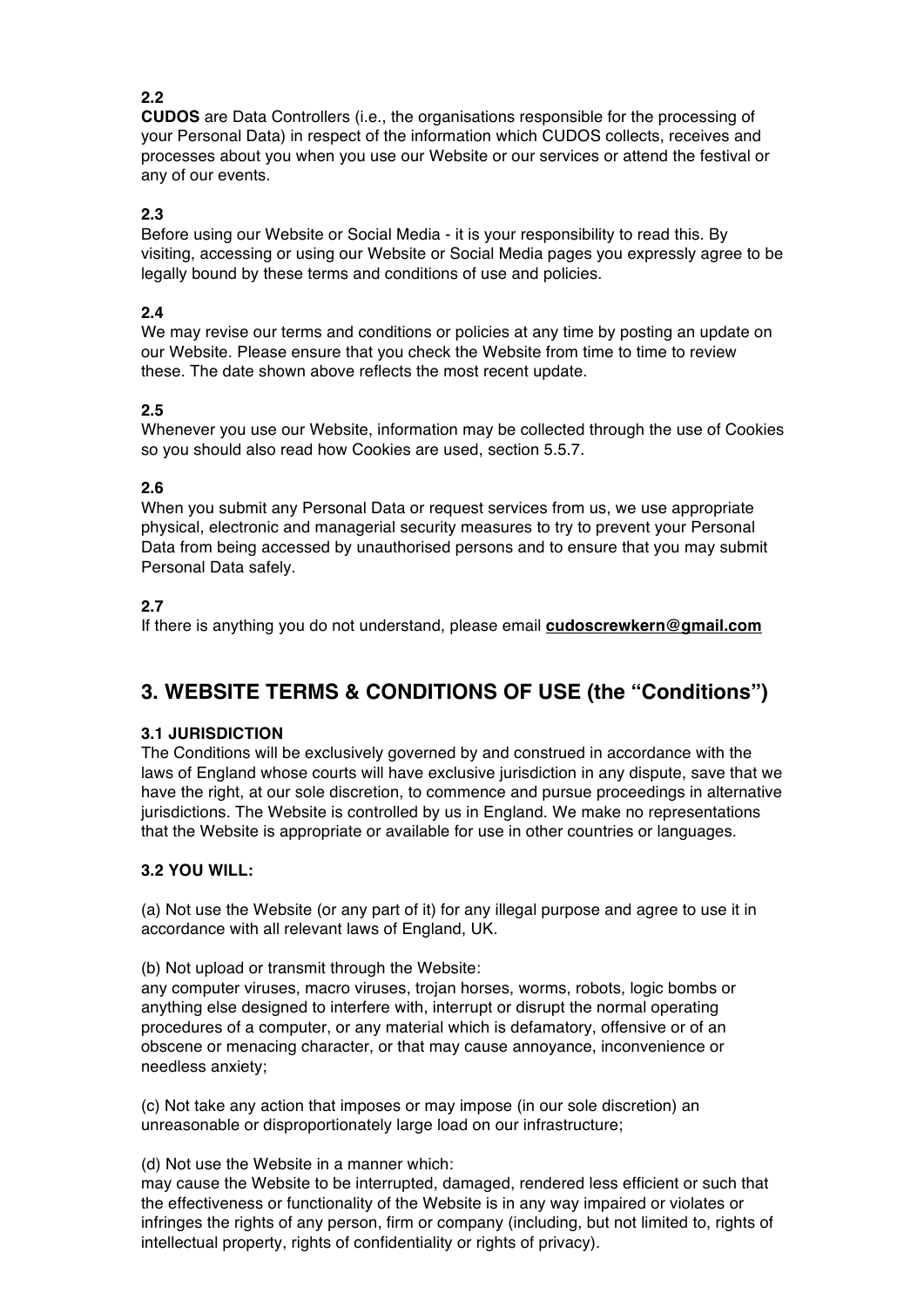**2.2**
**CUDOS** are Data Controllers (i.e., the organisations responsible for the processing of your Personal Data) in respect of the information which CUDOS collects, receives and processes about you when you use our Website or our services or attend the festival or any of our events.

**2.3**
Before using our Website or Social Media - it is your responsibility to read this. By visiting, accessing or using our Website or Social Media pages you expressly agree to be legally bound by these terms and conditions of use and policies.

**2.4**
We may revise our terms and conditions or policies at any time by posting an update on our Website. Please ensure that you check the Website from time to time to review these. The date shown above reflects the most recent update.

**2.5**
Whenever you use our Website, information may be collected through the use of Cookies so you should also read how Cookies are used, section 5.5.7.

**2.6**
When you submit any Personal Data or request services from us, we use appropriate physical, electronic and managerial security measures to try to prevent your Personal Data from being accessed by unauthorised persons and to ensure that you may submit Personal Data safely.

**2.7**
If there is anything you do not understand, please email **cudoscrewkern@gmail.com**

## 3. WEBSITE TERMS & CONDITIONS OF USE (the "Conditions")

**3.1 JURISDICTION**
The Conditions will be exclusively governed by and construed in accordance with the laws of England whose courts will have exclusive jurisdiction in any dispute, save that we have the right, at our sole discretion, to commence and pursue proceedings in alternative jurisdictions. The Website is controlled by us in England. We make no representations that the Website is appropriate or available for use in other countries or languages.

**3.2 YOU WILL:**

(a) Not use the Website (or any part of it) for any illegal purpose and agree to use it in accordance with all relevant laws of England, UK.

(b) Not upload or transmit through the Website:
any computer viruses, macro viruses, trojan horses, worms, robots, logic bombs or anything else designed to interfere with, interrupt or disrupt the normal operating procedures of a computer, or any material which is defamatory, offensive or of an obscene or menacing character, or that may cause annoyance, inconvenience or needless anxiety;

(c) Not take any action that imposes or may impose (in our sole discretion) an unreasonable or disproportionately large load on our infrastructure;

(d) Not use the Website in a manner which:
may cause the Website to be interrupted, damaged, rendered less efficient or such that the effectiveness or functionality of the Website is in any way impaired or violates or infringes the rights of any person, firm or company (including, but not limited to, rights of intellectual property, rights of confidentiality or rights of privacy).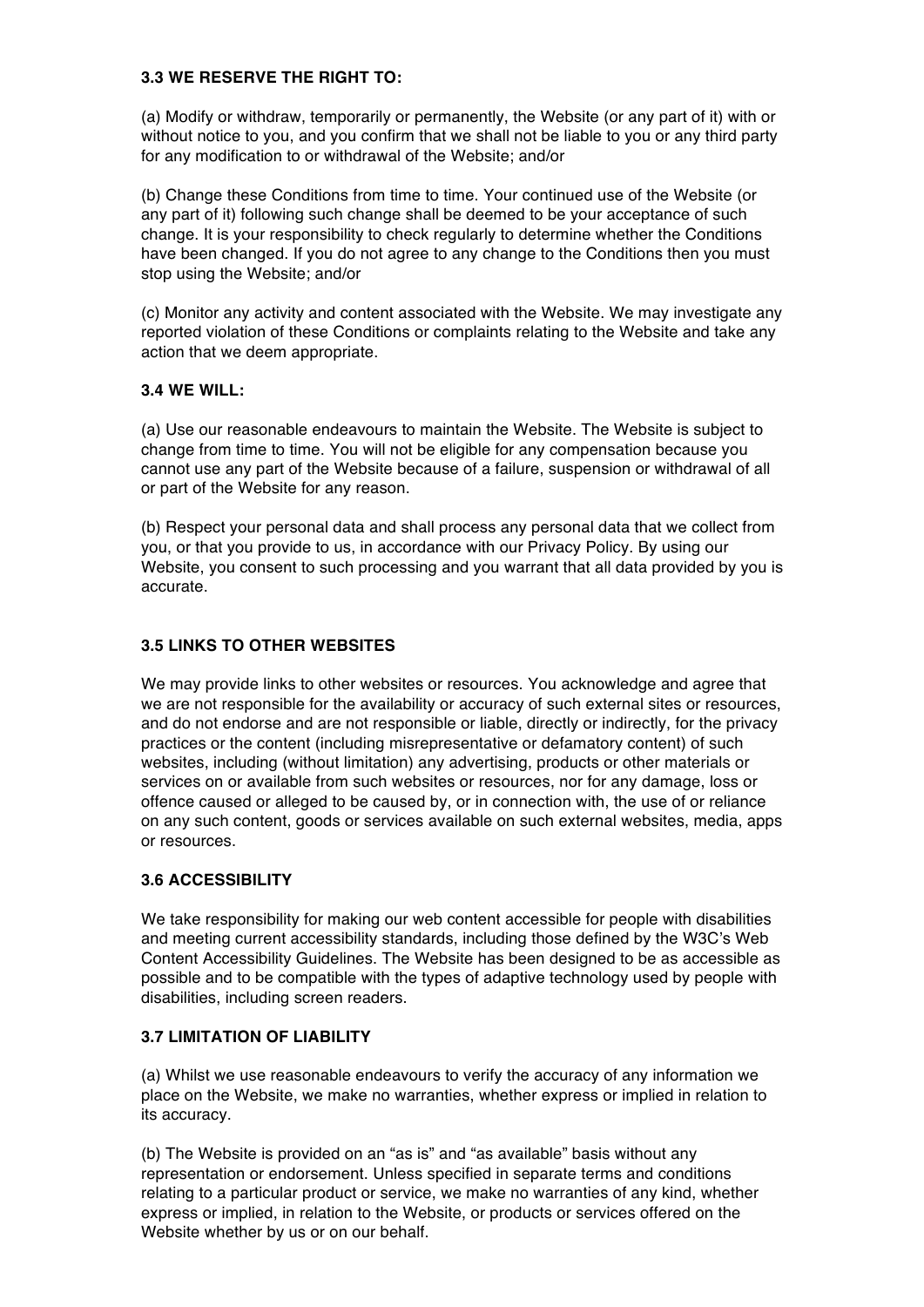### 3.3 WE RESERVE THE RIGHT TO:

(a) Modify or withdraw, temporarily or permanently, the Website (or any part of it) with or without notice to you, and you confirm that we shall not be liable to you or any third party for any modification to or withdrawal of the Website; and/or

(b) Change these Conditions from time to time. Your continued use of the Website (or any part of it) following such change shall be deemed to be your acceptance of such change. It is your responsibility to check regularly to determine whether the Conditions have been changed. If you do not agree to any change to the Conditions then you must stop using the Website; and/or

(c) Monitor any activity and content associated with the Website. We may investigate any reported violation of these Conditions or complaints relating to the Website and take any action that we deem appropriate.

### 3.4 WE WILL:

(a) Use our reasonable endeavours to maintain the Website. The Website is subject to change from time to time. You will not be eligible for any compensation because you cannot use any part of the Website because of a failure, suspension or withdrawal of all or part of the Website for any reason.

(b) Respect your personal data and shall process any personal data that we collect from you, or that you provide to us, in accordance with our Privacy Policy. By using our Website, you consent to such processing and you warrant that all data provided by you is accurate.

### 3.5 LINKS TO OTHER WEBSITES

We may provide links to other websites or resources. You acknowledge and agree that we are not responsible for the availability or accuracy of such external sites or resources, and do not endorse and are not responsible or liable, directly or indirectly, for the privacy practices or the content (including misrepresentative or defamatory content) of such websites, including (without limitation) any advertising, products or other materials or services on or available from such websites or resources, nor for any damage, loss or offence caused or alleged to be caused by, or in connection with, the use of or reliance on any such content, goods or services available on such external websites, media, apps or resources.

### 3.6 ACCESSIBILITY

We take responsibility for making our web content accessible for people with disabilities and meeting current accessibility standards, including those defined by the W3C's Web Content Accessibility Guidelines. The Website has been designed to be as accessible as possible and to be compatible with the types of adaptive technology used by people with disabilities, including screen readers.

### 3.7 LIMITATION OF LIABILITY

(a) Whilst we use reasonable endeavours to verify the accuracy of any information we place on the Website, we make no warranties, whether express or implied in relation to its accuracy.

(b) The Website is provided on an "as is" and "as available" basis without any representation or endorsement. Unless specified in separate terms and conditions relating to a particular product or service, we make no warranties of any kind, whether express or implied, in relation to the Website, or products or services offered on the Website whether by us or on our behalf.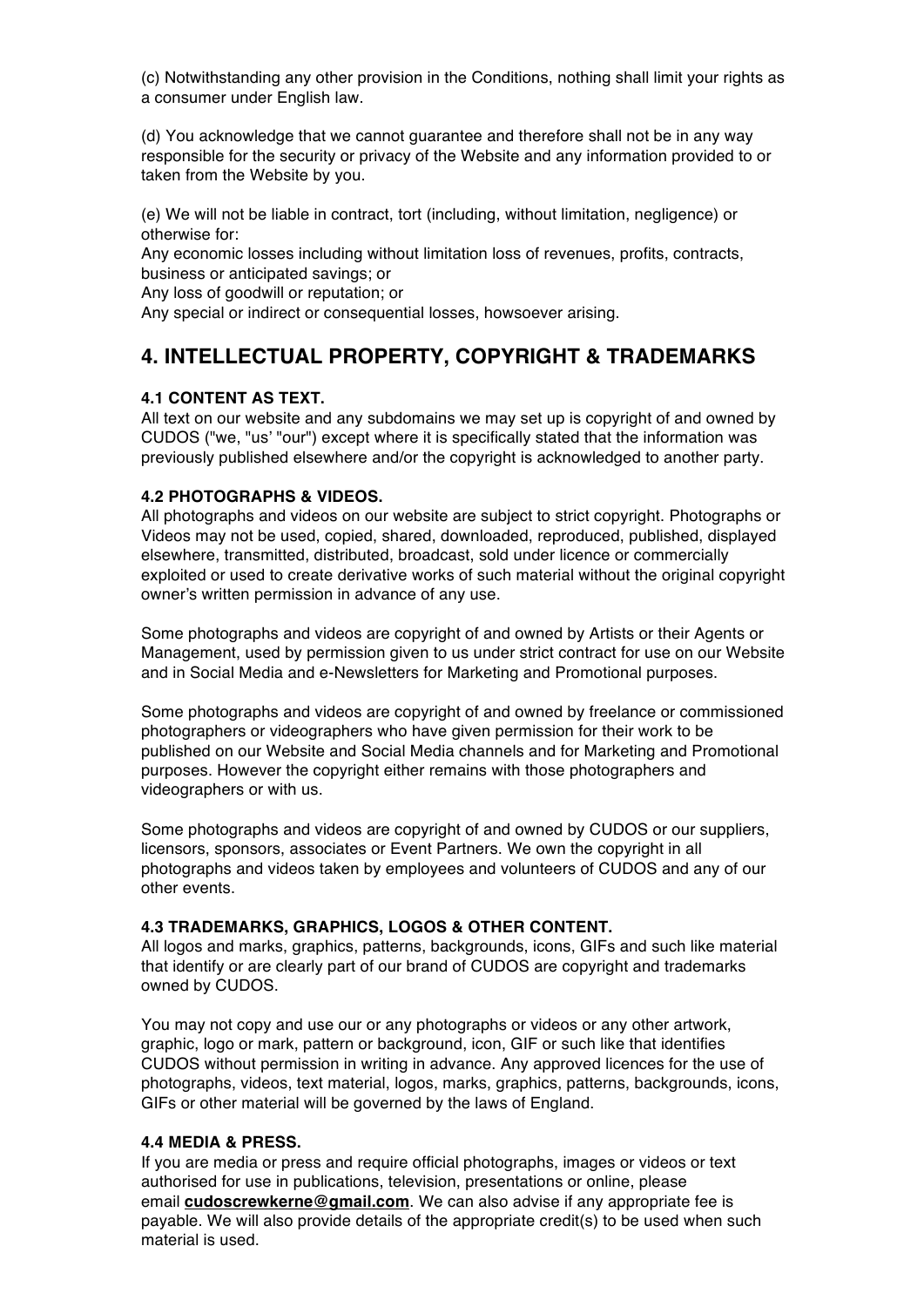(c) Notwithstanding any other provision in the Conditions, nothing shall limit your rights as a consumer under English law.

(d) You acknowledge that we cannot guarantee and therefore shall not be in any way responsible for the security or privacy of the Website and any information provided to or taken from the Website by you.

(e) We will not be liable in contract, tort (including, without limitation, negligence) or otherwise for:
Any economic losses including without limitation loss of revenues, profits, contracts, business or anticipated savings; or
Any loss of goodwill or reputation; or
Any special or indirect or consequential losses, howsoever arising.

## 4. INTELLECTUAL PROPERTY, COPYRIGHT & TRADEMARKS

**4.1 CONTENT AS TEXT.**
All text on our website and any subdomains we may set up is copyright of and owned by CUDOS ("we, "us' "our") except where it is specifically stated that the information was previously published elsewhere and/or the copyright is acknowledged to another party.

**4.2 PHOTOGRAPHS & VIDEOS.**
All photographs and videos on our website are subject to strict copyright. Photographs or Videos may not be used, copied, shared, downloaded, reproduced, published, displayed elsewhere, transmitted, distributed, broadcast, sold under licence or commercially exploited or used to create derivative works of such material without the original copyright owner's written permission in advance of any use.

Some photographs and videos are copyright of and owned by Artists or their Agents or Management, used by permission given to us under strict contract for use on our Website and in Social Media and e-Newsletters for Marketing and Promotional purposes.

Some photographs and videos are copyright of and owned by freelance or commissioned photographers or videographers who have given permission for their work to be published on our Website and Social Media channels and for Marketing and Promotional purposes. However the copyright either remains with those photographers and videographers or with us.

Some photographs and videos are copyright of and owned by CUDOS or our suppliers, licensors, sponsors, associates or Event Partners. We own the copyright in all photographs and videos taken by employees and volunteers of CUDOS and any of our other events.

**4.3 TRADEMARKS, GRAPHICS, LOGOS & OTHER CONTENT.**
All logos and marks, graphics, patterns, backgrounds, icons, GIFs and such like material that identify or are clearly part of our brand of CUDOS are copyright and trademarks owned by CUDOS.

You may not copy and use our or any photographs or videos or any other artwork, graphic, logo or mark, pattern or background, icon, GIF or such like that identifies CUDOS without permission in writing in advance. Any approved licences for the use of photographs, videos, text material, logos, marks, graphics, patterns, backgrounds, icons, GIFs or other material will be governed by the laws of England.

**4.4 MEDIA & PRESS.**
If you are media or press and require official photographs, images or videos or text authorised for use in publications, television, presentations or online, please email **cudoscrewkerne@gmail.com**. We can also advise if any appropriate fee is payable. We will also provide details of the appropriate credit(s) to be used when such material is used.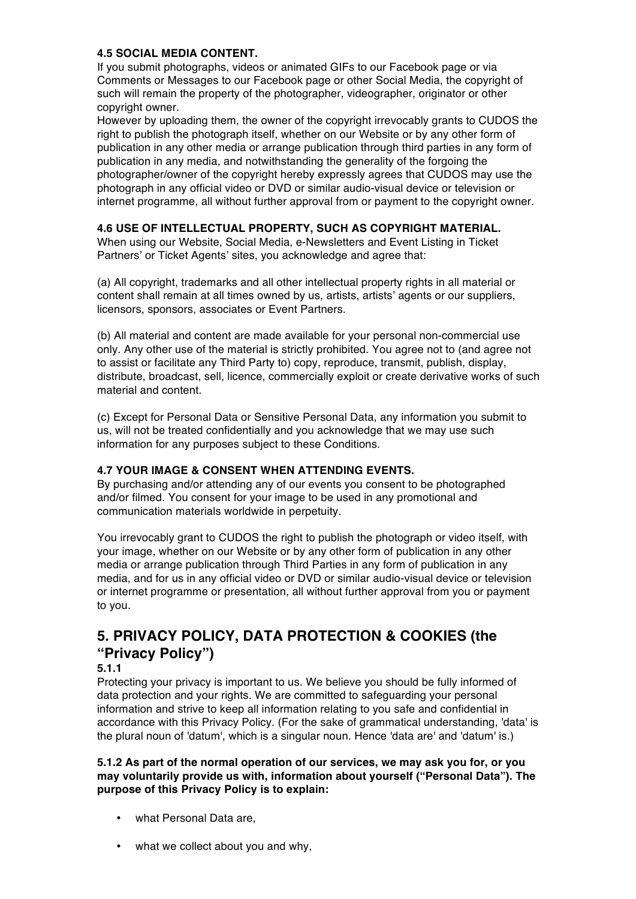**4.5 SOCIAL MEDIA CONTENT.**
If you submit photographs, videos or animated GIFs to our Facebook page or via Comments or Messages to our Facebook page or other Social Media, the copyright of such will remain the property of the photographer, videographer, originator or other copyright owner.
However by uploading them, the owner of the copyright irrevocably grants to CUDOS the right to publish the photograph itself, whether on our Website or by any other form of publication in any other media or arrange publication through third parties in any form of publication in any media, and notwithstanding the generality of the forgoing the photographer/owner of the copyright hereby expressly agrees that CUDOS may use the photograph in any official video or DVD or similar audio-visual device or television or internet programme, all without further approval from or payment to the copyright owner.

**4.6 USE OF INTELLECTUAL PROPERTY, SUCH AS COPYRIGHT MATERIAL.**
When using our Website, Social Media, e-Newsletters and Event Listing in Ticket Partners' or Ticket Agents' sites, you acknowledge and agree that:

(a) All copyright, trademarks and all other intellectual property rights in all material or content shall remain at all times owned by us, artists, artists' agents or our suppliers, licensors, sponsors, associates or Event Partners.

(b) All material and content are made available for your personal non-commercial use only. Any other use of the material is strictly prohibited. You agree not to (and agree not to assist or facilitate any Third Party to) copy, reproduce, transmit, publish, display, distribute, broadcast, sell, licence, commercially exploit or create derivative works of such material and content.

(c) Except for Personal Data or Sensitive Personal Data, any information you submit to us, will not be treated confidentially and you acknowledge that we may use such information for any purposes subject to these Conditions.

**4.7 YOUR IMAGE & CONSENT WHEN ATTENDING EVENTS.**
By purchasing and/or attending any of our events you consent to be photographed and/or filmed. You consent for your image to be used in any promotional and communication materials worldwide in perpetuity.

You irrevocably grant to CUDOS the right to publish the photograph or video itself, with your image, whether on our Website or by any other form of publication in any other media or arrange publication through Third Parties in any form of publication in any media, and for us in any official video or DVD or similar audio-visual device or television or internet programme or presentation, all without further approval from you or payment to you.

## 5. PRIVACY POLICY, DATA PROTECTION & COOKIES (the "Privacy Policy")

**5.1.1**
Protecting your privacy is important to us. We believe you should be fully informed of data protection and your rights. We are committed to safeguarding your personal information and strive to keep all information relating to you safe and confidential in accordance with this Privacy Policy. (For the sake of grammatical understanding, 'data' is the plural noun of 'datum', which is a singular noun. Hence 'data are' and 'datum' is.)

**5.1.2 As part of the normal operation of our services, we may ask you for, or you may voluntarily provide us with, information about yourself ("Personal Data"). The purpose of this Privacy Policy is to explain:**

- what Personal Data are,
- what we collect about you and why,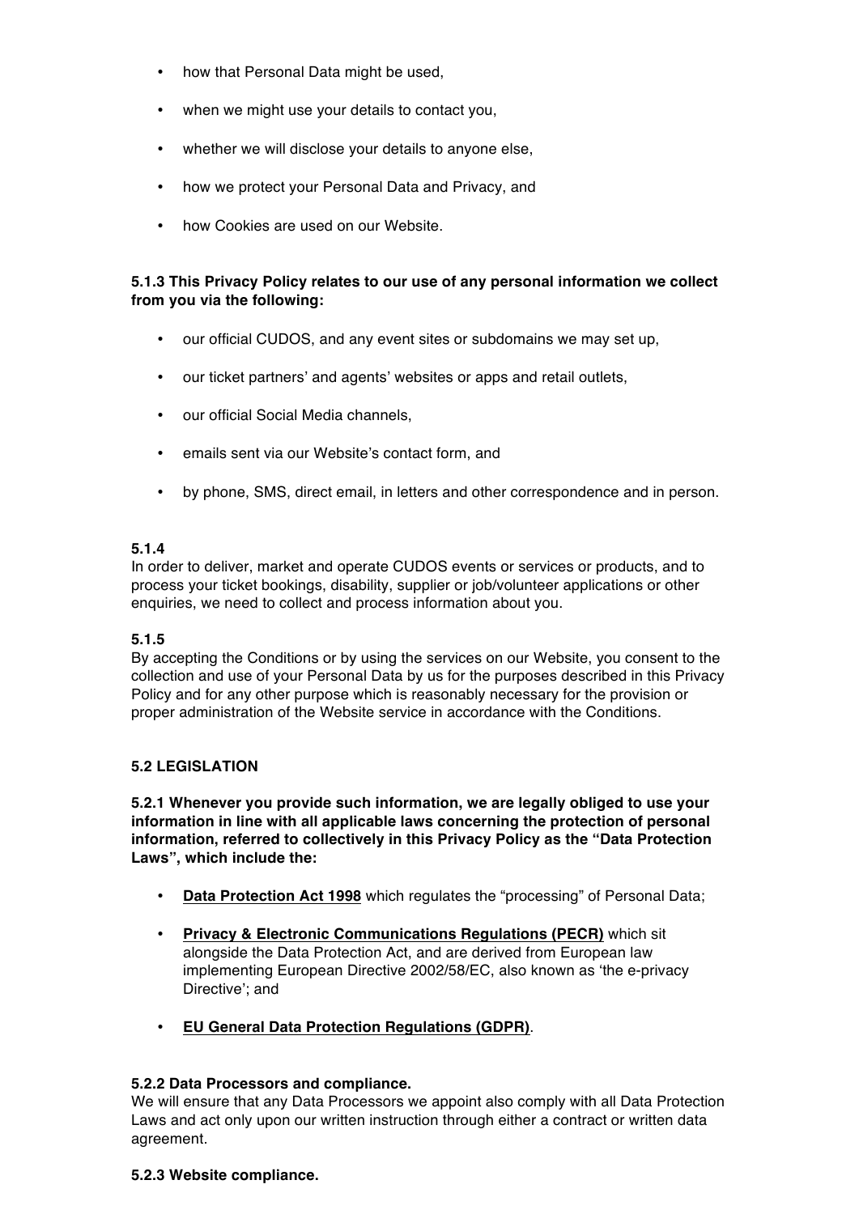- how that Personal Data might be used,
- when we might use your details to contact you,
- whether we will disclose your details to anyone else,
- how we protect your Personal Data and Privacy, and
- how Cookies are used on our Website.

**5.1.3 This Privacy Policy relates to our use of any personal information we collect from you via the following:**

- our official CUDOS, and any event sites or subdomains we may set up,
- our ticket partners' and agents' websites or apps and retail outlets,
- our official Social Media channels,
- emails sent via our Website's contact form, and
- by phone, SMS, direct email, in letters and other correspondence and in person.

**5.1.4**
In order to deliver, market and operate CUDOS events or services or products, and to process your ticket bookings, disability, supplier or job/volunteer applications or other enquiries, we need to collect and process information about you.

**5.1.5**
By accepting the Conditions or by using the services on our Website, you consent to the collection and use of your Personal Data by us for the purposes described in this Privacy Policy and for any other purpose which is reasonably necessary for the provision or proper administration of the Website service in accordance with the Conditions.

**5.2 LEGISLATION**

**5.2.1 Whenever you provide such information, we are legally obliged to use your information in line with all applicable laws concerning the protection of personal information, referred to collectively in this Privacy Policy as the "Data Protection Laws", which include the:**

- **Data Protection Act 1998** which regulates the "processing" of Personal Data;
- **Privacy & Electronic Communications Regulations (PECR)** which sit alongside the Data Protection Act, and are derived from European law implementing European Directive 2002/58/EC, also known as 'the e-privacy Directive'; and
- **EU General Data Protection Regulations (GDPR)**.

**5.2.2 Data Processors and compliance.**
We will ensure that any Data Processors we appoint also comply with all Data Protection Laws and act only upon our written instruction through either a contract or written data agreement.

**5.2.3 Website compliance.**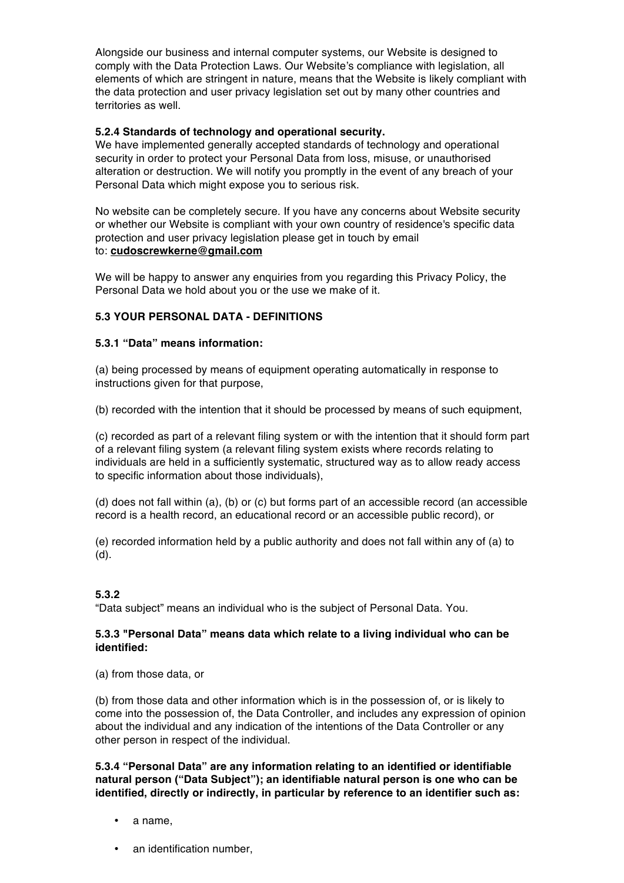Alongside our business and internal computer systems, our Website is designed to comply with the Data Protection Laws. Our Website's compliance with legislation, all elements of which are stringent in nature, means that the Website is likely compliant with the data protection and user privacy legislation set out by many other countries and territories as well.

**5.2.4 Standards of technology and operational security.**

We have implemented generally accepted standards of technology and operational security in order to protect your Personal Data from loss, misuse, or unauthorised alteration or destruction. We will notify you promptly in the event of any breach of your Personal Data which might expose you to serious risk.

No website can be completely secure. If you have any concerns about Website security or whether our Website is compliant with your own country of residence's specific data protection and user privacy legislation please get in touch by email to: **cudoscrewkerne@gmail.com**

We will be happy to answer any enquiries from you regarding this Privacy Policy, the Personal Data we hold about you or the use we make of it.

**5.3 YOUR PERSONAL DATA - DEFINITIONS**

**5.3.1 "Data" means information:**

(a) being processed by means of equipment operating automatically in response to instructions given for that purpose,

(b) recorded with the intention that it should be processed by means of such equipment,

(c) recorded as part of a relevant filing system or with the intention that it should form part of a relevant filing system (a relevant filing system exists where records relating to individuals are held in a sufficiently systematic, structured way as to allow ready access to specific information about those individuals),

(d) does not fall within (a), (b) or (c) but forms part of an accessible record (an accessible record is a health record, an educational record or an accessible public record), or

(e) recorded information held by a public authority and does not fall within any of (a) to (d).

**5.3.2**

"Data subject" means an individual who is the subject of Personal Data. You.

**5.3.3 "Personal Data" means data which relate to a living individual who can be identified:**

(a) from those data, or

(b) from those data and other information which is in the possession of, or is likely to come into the possession of, the Data Controller, and includes any expression of opinion about the individual and any indication of the intentions of the Data Controller or any other person in respect of the individual.

**5.3.4 "Personal Data" are any information relating to an identified or identifiable natural person ("Data Subject"); an identifiable natural person is one who can be identified, directly or indirectly, in particular by reference to an identifier such as:**

- a name,
- an identification number,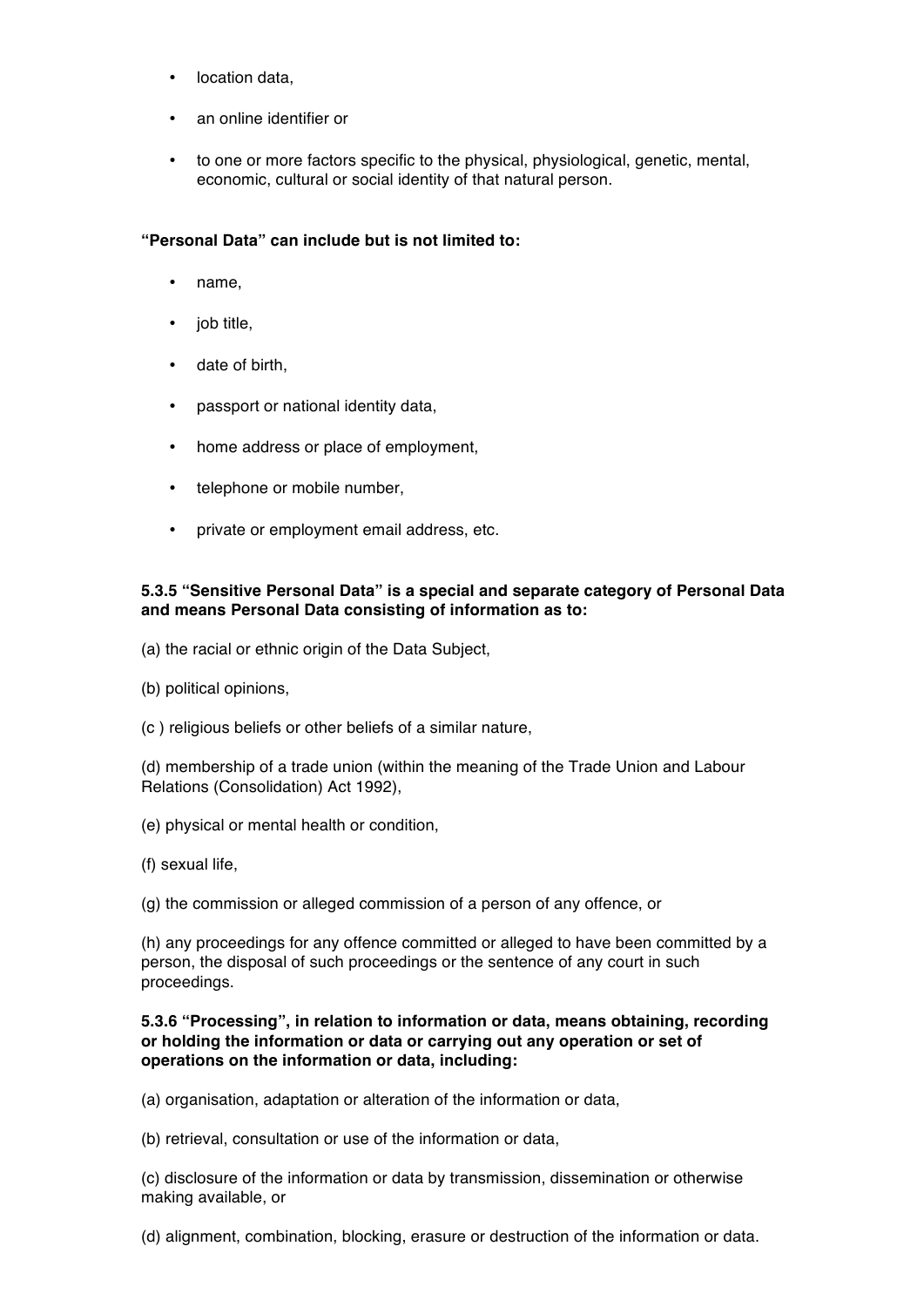- location data,
- an online identifier or
- to one or more factors specific to the physical, physiological, genetic, mental, economic, cultural or social identity of that natural person.

**"Personal Data" can include but is not limited to:**

- name,
- job title,
- date of birth,
- passport or national identity data,
- home address or place of employment,
- telephone or mobile number,
- private or employment email address, etc.

**5.3.5 "Sensitive Personal Data" is a special and separate category of Personal Data and means Personal Data consisting of information as to:**

(a) the racial or ethnic origin of the Data Subject,

(b) political opinions,

(c ) religious beliefs or other beliefs of a similar nature,

(d) membership of a trade union (within the meaning of the Trade Union and Labour Relations (Consolidation) Act 1992),

(e) physical or mental health or condition,

(f) sexual life,

(g) the commission or alleged commission of a person of any offence, or

(h) any proceedings for any offence committed or alleged to have been committed by a person, the disposal of such proceedings or the sentence of any court in such proceedings.

**5.3.6 "Processing", in relation to information or data, means obtaining, recording or holding the information or data or carrying out any operation or set of operations on the information or data, including:**

(a) organisation, adaptation or alteration of the information or data,

(b) retrieval, consultation or use of the information or data,

(c) disclosure of the information or data by transmission, dissemination or otherwise making available, or

(d) alignment, combination, blocking, erasure or destruction of the information or data.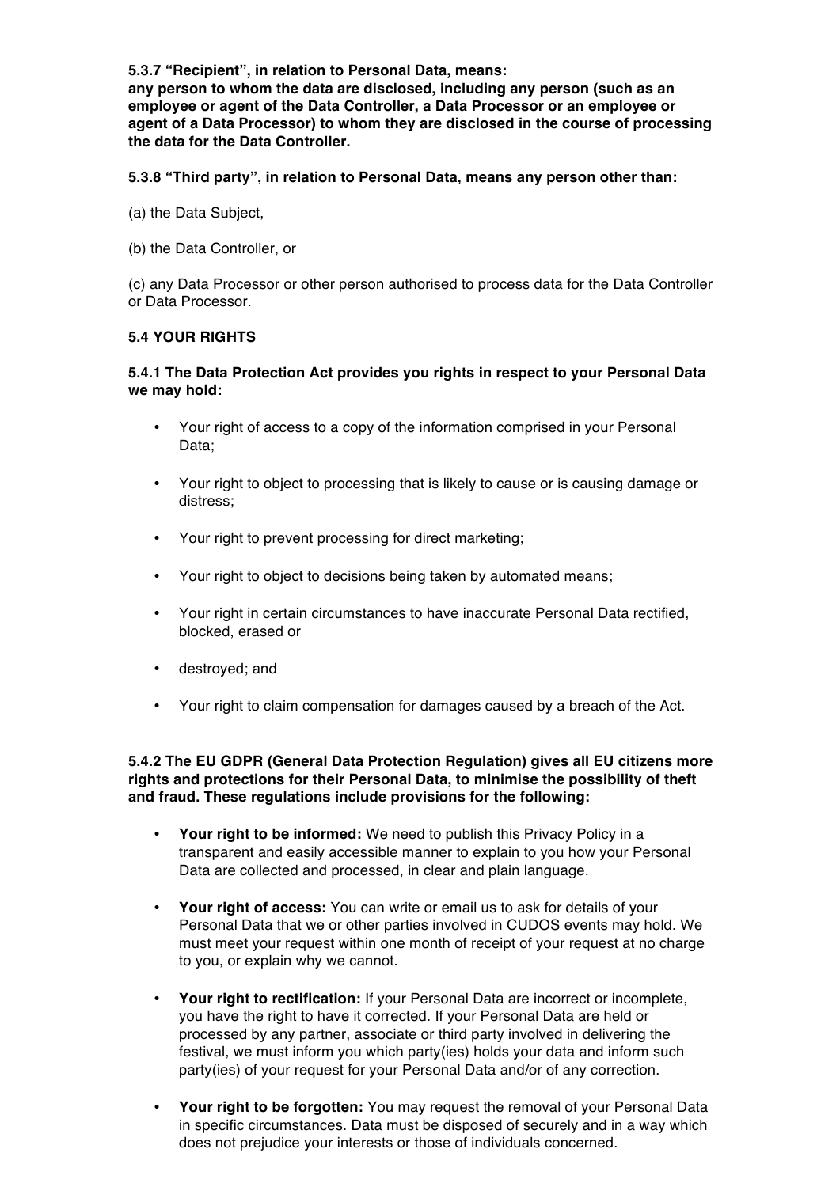**5.3.7 “Recipient”, in relation to Personal Data, means:**
**any person to whom the data are disclosed, including any person (such as an employee or agent of the Data Controller, a Data Processor or an employee or agent of a Data Processor) to whom they are disclosed in the course of processing the data for the Data Controller.**

**5.3.8 “Third party”, in relation to Personal Data, means any person other than:**

(a) the Data Subject,

(b) the Data Controller, or

(c) any Data Processor or other person authorised to process data for the Data Controller or Data Processor.

**5.4 YOUR RIGHTS**

**5.4.1 The Data Protection Act provides you rights in respect to your Personal Data we may hold:**

- Your right of access to a copy of the information comprised in your Personal Data;
- Your right to object to processing that is likely to cause or is causing damage or distress;
- Your right to prevent processing for direct marketing;
- Your right to object to decisions being taken by automated means;
- Your right in certain circumstances to have inaccurate Personal Data rectified, blocked, erased or
- destroyed; and
- Your right to claim compensation for damages caused by a breach of the Act.

**5.4.2 The EU GDPR (General Data Protection Regulation) gives all EU citizens more rights and protections for their Personal Data, to minimise the possibility of theft and fraud. These regulations include provisions for the following:**

- **Your right to be informed:** We need to publish this Privacy Policy in a transparent and easily accessible manner to explain to you how your Personal Data are collected and processed, in clear and plain language.
- **Your right of access:** You can write or email us to ask for details of your Personal Data that we or other parties involved in CUDOS events may hold. We must meet your request within one month of receipt of your request at no charge to you, or explain why we cannot.
- **Your right to rectification:** If your Personal Data are incorrect or incomplete, you have the right to have it corrected. If your Personal Data are held or processed by any partner, associate or third party involved in delivering the festival, we must inform you which party(ies) holds your data and inform such party(ies) of your request for your Personal Data and/or of any correction.
- **Your right to be forgotten:** You may request the removal of your Personal Data in specific circumstances. Data must be disposed of securely and in a way which does not prejudice your interests or those of individuals concerned.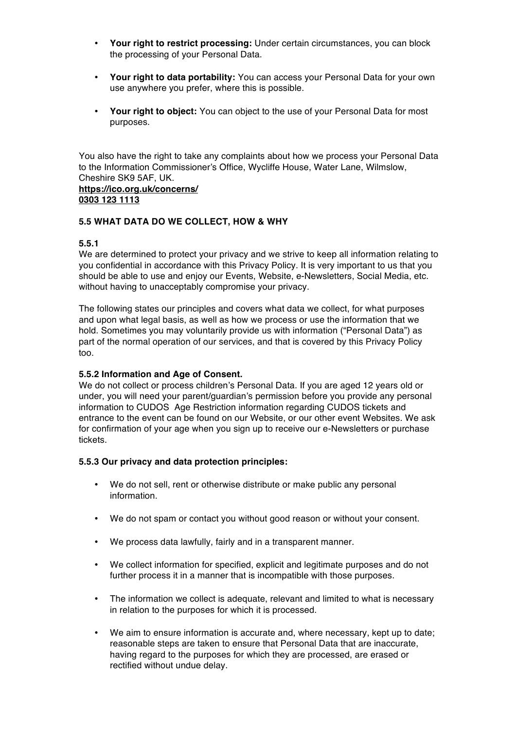- **Your right to restrict processing:** Under certain circumstances, you can block the processing of your Personal Data.

- **Your right to data portability:** You can access your Personal Data for your own use anywhere you prefer, where this is possible.

- **Your right to object:** You can object to the use of your Personal Data for most purposes.

You also have the right to take any complaints about how we process your Personal Data to the Information Commissioner's Office, Wycliffe House, Water Lane, Wilmslow, Cheshire SK9 5AF, UK.
**https://ico.org.uk/concerns/**
**0303 123 1113**

### 5.5 WHAT DATA DO WE COLLECT, HOW & WHY

**5.5.1**
We are determined to protect your privacy and we strive to keep all information relating to you confidential in accordance with this Privacy Policy. It is very important to us that you should be able to use and enjoy our Events, Website, e-Newsletters, Social Media, etc. without having to unacceptably compromise your privacy.

The following states our principles and covers what data we collect, for what purposes and upon what legal basis, as well as how we process or use the information that we hold. Sometimes you may voluntarily provide us with information ("Personal Data") as part of the normal operation of our services, and that is covered by this Privacy Policy too.

**5.5.2 Information and Age of Consent.**
We do not collect or process children's Personal Data. If you are aged 12 years old or under, you will need your parent/guardian's permission before you provide any personal information to CUDOS Age Restriction information regarding CUDOS tickets and entrance to the event can be found on our Website, or our other event Websites. We ask for confirmation of your age when you sign up to receive our e-Newsletters or purchase tickets.

**5.5.3 Our privacy and data protection principles:**

- We do not sell, rent or otherwise distribute or make public any personal information.

- We do not spam or contact you without good reason or without your consent.

- We process data lawfully, fairly and in a transparent manner.

- We collect information for specified, explicit and legitimate purposes and do not further process it in a manner that is incompatible with those purposes.

- The information we collect is adequate, relevant and limited to what is necessary in relation to the purposes for which it is processed.

- We aim to ensure information is accurate and, where necessary, kept up to date; reasonable steps are taken to ensure that Personal Data that are inaccurate, having regard to the purposes for which they are processed, are erased or rectified without undue delay.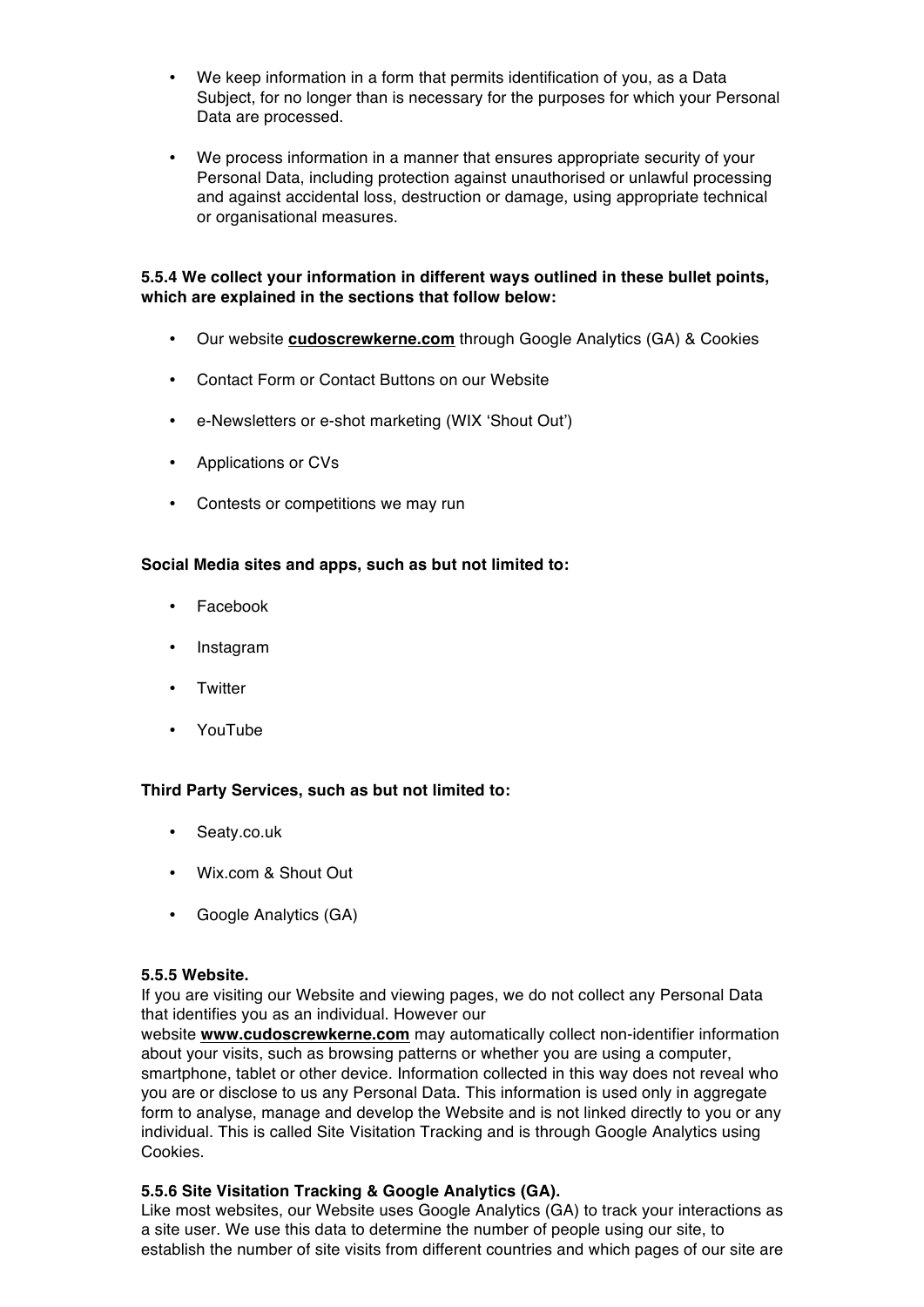- We keep information in a form that permits identification of you, as a Data Subject, for no longer than is necessary for the purposes for which your Personal Data are processed.

- We process information in a manner that ensures appropriate security of your Personal Data, including protection against unauthorised or unlawful processing and against accidental loss, destruction or damage, using appropriate technical or organisational measures.

**5.5.4 We collect your information in different ways outlined in these bullet points, which are explained in the sections that follow below:**

- Our website **cudoscrewkerne.com** through Google Analytics (GA) & Cookies

- Contact Form or Contact Buttons on our Website

- e-Newsletters or e-shot marketing (WIX 'Shout Out')

- Applications or CVs

- Contests or competitions we may run

**Social Media sites and apps, such as but not limited to:**

- Facebook

- Instagram

- Twitter

- YouTube

**Third Party Services, such as but not limited to:**

- Seaty.co.uk

- Wix.com & Shout Out

- Google Analytics (GA)

**5.5.5 Website.**

If you are visiting our Website and viewing pages, we do not collect any Personal Data that identifies you as an individual. However our website **www.cudoscrewkerne.com** may automatically collect non-identifier information about your visits, such as browsing patterns or whether you are using a computer, smartphone, tablet or other device. Information collected in this way does not reveal who you are or disclose to us any Personal Data. This information is used only in aggregate form to analyse, manage and develop the Website and is not linked directly to you or any individual. This is called Site Visitation Tracking and is through Google Analytics using Cookies.

**5.5.6 Site Visitation Tracking & Google Analytics (GA).**

Like most websites, our Website uses Google Analytics (GA) to track your interactions as a site user. We use this data to determine the number of people using our site, to establish the number of site visits from different countries and which pages of our site are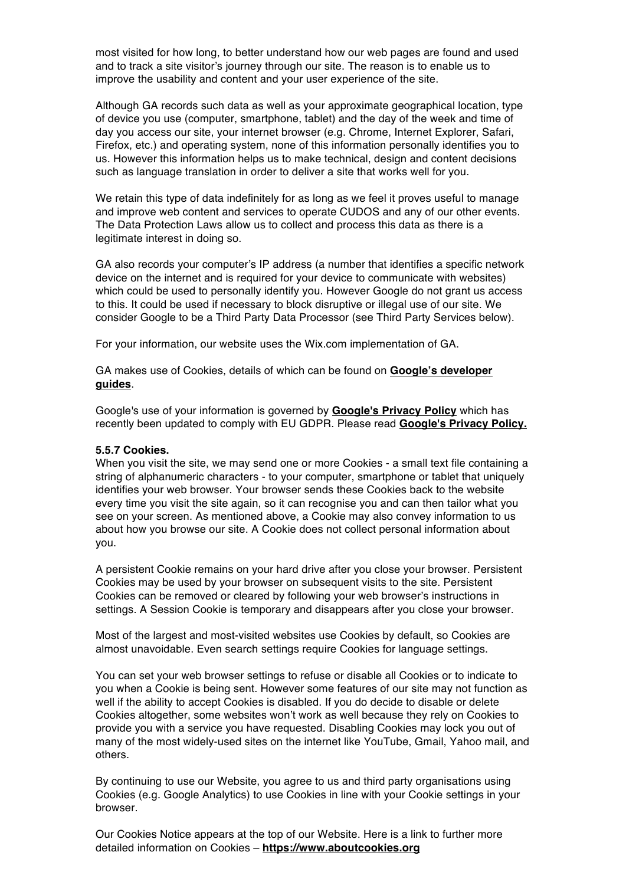most visited for how long, to better understand how our web pages are found and used and to track a site visitor's journey through our site. The reason is to enable us to improve the usability and content and your user experience of the site.

Although GA records such data as well as your approximate geographical location, type of device you use (computer, smartphone, tablet) and the day of the week and time of day you access our site, your internet browser (e.g. Chrome, Internet Explorer, Safari, Firefox, etc.) and operating system, none of this information personally identifies you to us. However this information helps us to make technical, design and content decisions such as language translation in order to deliver a site that works well for you.

We retain this type of data indefinitely for as long as we feel it proves useful to manage and improve web content and services to operate CUDOS and any of our other events. The Data Protection Laws allow us to collect and process this data as there is a legitimate interest in doing so.

GA also records your computer's IP address (a number that identifies a specific network device on the internet and is required for your device to communicate with websites) which could be used to personally identify you. However Google do not grant us access to this. It could be used if necessary to block disruptive or illegal use of our site. We consider Google to be a Third Party Data Processor (see Third Party Services below).

For your information, our website uses the Wix.com implementation of GA.

GA makes use of Cookies, details of which can be found on **Google's developer guides**.

Google's use of your information is governed by **Google's Privacy Policy** which has recently been updated to comply with EU GDPR. Please read **Google's Privacy Policy.**

**5.5.7 Cookies.**

When you visit the site, we may send one or more Cookies - a small text file containing a string of alphanumeric characters - to your computer, smartphone or tablet that uniquely identifies your web browser. Your browser sends these Cookies back to the website every time you visit the site again, so it can recognise you and can then tailor what you see on your screen. As mentioned above, a Cookie may also convey information to us about how you browse our site. A Cookie does not collect personal information about you.

A persistent Cookie remains on your hard drive after you close your browser. Persistent Cookies may be used by your browser on subsequent visits to the site. Persistent Cookies can be removed or cleared by following your web browser's instructions in settings. A Session Cookie is temporary and disappears after you close your browser.

Most of the largest and most-visited websites use Cookies by default, so Cookies are almost unavoidable. Even search settings require Cookies for language settings.

You can set your web browser settings to refuse or disable all Cookies or to indicate to you when a Cookie is being sent. However some features of our site may not function as well if the ability to accept Cookies is disabled. If you do decide to disable or delete Cookies altogether, some websites won't work as well because they rely on Cookies to provide you with a service you have requested. Disabling Cookies may lock you out of many of the most widely-used sites on the internet like YouTube, Gmail, Yahoo mail, and others.

By continuing to use our Website, you agree to us and third party organisations using Cookies (e.g. Google Analytics) to use Cookies in line with your Cookie settings in your browser.

Our Cookies Notice appears at the top of our Website. Here is a link to further more detailed information on Cookies – **https://www.aboutcookies.org**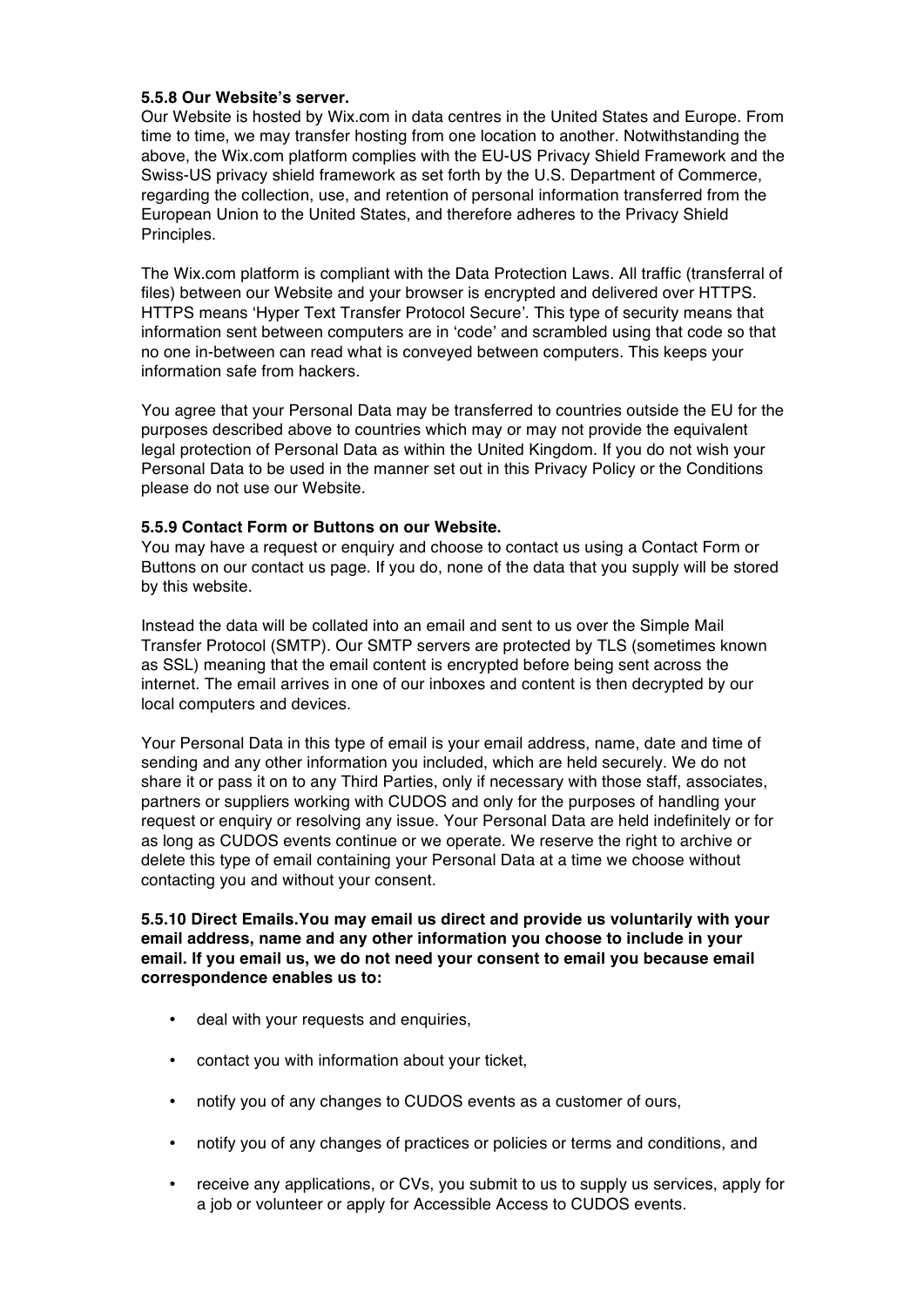**5.5.8 Our Website's server.**
Our Website is hosted by Wix.com in data centres in the United States and Europe. From time to time, we may transfer hosting from one location to another. Notwithstanding the above, the Wix.com platform complies with the EU-US Privacy Shield Framework and the Swiss-US privacy shield framework as set forth by the U.S. Department of Commerce, regarding the collection, use, and retention of personal information transferred from the European Union to the United States, and therefore adheres to the Privacy Shield Principles.

The Wix.com platform is compliant with the Data Protection Laws. All traffic (transferral of files) between our Website and your browser is encrypted and delivered over HTTPS. HTTPS means 'Hyper Text Transfer Protocol Secure'. This type of security means that information sent between computers are in 'code' and scrambled using that code so that no one in-between can read what is conveyed between computers. This keeps your information safe from hackers.

You agree that your Personal Data may be transferred to countries outside the EU for the purposes described above to countries which may or may not provide the equivalent legal protection of Personal Data as within the United Kingdom. If you do not wish your Personal Data to be used in the manner set out in this Privacy Policy or the Conditions please do not use our Website.

**5.5.9 Contact Form or Buttons on our Website.**
You may have a request or enquiry and choose to contact us using a Contact Form or Buttons on our contact us page. If you do, none of the data that you supply will be stored by this website.

Instead the data will be collated into an email and sent to us over the Simple Mail Transfer Protocol (SMTP). Our SMTP servers are protected by TLS (sometimes known as SSL) meaning that the email content is encrypted before being sent across the internet. The email arrives in one of our inboxes and content is then decrypted by our local computers and devices.

Your Personal Data in this type of email is your email address, name, date and time of sending and any other information you included, which are held securely. We do not share it or pass it on to any Third Parties, only if necessary with those staff, associates, partners or suppliers working with CUDOS and only for the purposes of handling your request or enquiry or resolving any issue. Your Personal Data are held indefinitely or for as long as CUDOS events continue or we operate. We reserve the right to archive or delete this type of email containing your Personal Data at a time we choose without contacting you and without your consent.

**5.5.10 Direct Emails.You may email us direct and provide us voluntarily with your email address, name and any other information you choose to include in your email. If you email us, we do not need your consent to email you because email correspondence enables us to:**

- deal with your requests and enquiries,
- contact you with information about your ticket,
- notify you of any changes to CUDOS events as a customer of ours,
- notify you of any changes of practices or policies or terms and conditions, and
- receive any applications, or CVs, you submit to us to supply us services, apply for a job or volunteer or apply for Accessible Access to CUDOS events.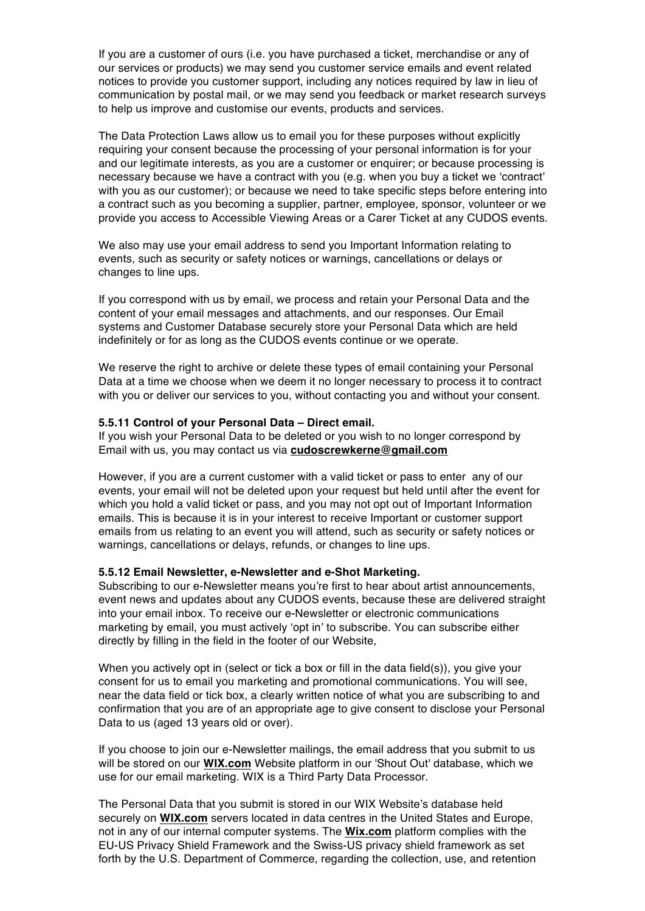If you are a customer of ours (i.e. you have purchased a ticket, merchandise or any of our services or products) we may send you customer service emails and event related notices to provide you customer support, including any notices required by law in lieu of communication by postal mail, or we may send you feedback or market research surveys to help us improve and customise our events, products and services.

The Data Protection Laws allow us to email you for these purposes without explicitly requiring your consent because the processing of your personal information is for your and our legitimate interests, as you are a customer or enquirer; or because processing is necessary because we have a contract with you (e.g. when you buy a ticket we 'contract' with you as our customer); or because we need to take specific steps before entering into a contract such as you becoming a supplier, partner, employee, sponsor, volunteer or we provide you access to Accessible Viewing Areas or a Carer Ticket at any CUDOS events.

We also may use your email address to send you Important Information relating to events, such as security or safety notices or warnings, cancellations or delays or changes to line ups.

If you correspond with us by email, we process and retain your Personal Data and the content of your email messages and attachments, and our responses. Our Email systems and Customer Database securely store your Personal Data which are held indefinitely or for as long as the CUDOS events continue or we operate.

We reserve the right to archive or delete these types of email containing your Personal Data at a time we choose when we deem it no longer necessary to process it to contract with you or deliver our services to you, without contacting you and without your consent.

**5.5.11 Control of your Personal Data – Direct email.**
If you wish your Personal Data to be deleted or you wish to no longer correspond by Email with us, you may contact us via **cudoscrewkerne@gmail.com**

However, if you are a current customer with a valid ticket or pass to enter any of our events, your email will not be deleted upon your request but held until after the event for which you hold a valid ticket or pass, and you may not opt out of Important Information emails. This is because it is in your interest to receive Important or customer support emails from us relating to an event you will attend, such as security or safety notices or warnings, cancellations or delays, refunds, or changes to line ups.

**5.5.12 Email Newsletter, e-Newsletter and e-Shot Marketing.**
Subscribing to our e-Newsletter means you're first to hear about artist announcements, event news and updates about any CUDOS events, because these are delivered straight into your email inbox. To receive our e-Newsletter or electronic communications marketing by email, you must actively 'opt in' to subscribe. You can subscribe either directly by filling in the field in the footer of our Website,

When you actively opt in (select or tick a box or fill in the data field(s)), you give your consent for us to email you marketing and promotional communications. You will see, near the data field or tick box, a clearly written notice of what you are subscribing to and confirmation that you are of an appropriate age to give consent to disclose your Personal Data to us (aged 13 years old or over).

If you choose to join our e-Newsletter mailings, the email address that you submit to us will be stored on our **WIX.com** Website platform in our 'Shout Out' database, which we use for our email marketing. WIX is a Third Party Data Processor.

The Personal Data that you submit is stored in our WIX Website's database held securely on **WIX.com** servers located in data centres in the United States and Europe, not in any of our internal computer systems. The **Wix.com** platform complies with the EU-US Privacy Shield Framework and the Swiss-US privacy shield framework as set forth by the U.S. Department of Commerce, regarding the collection, use, and retention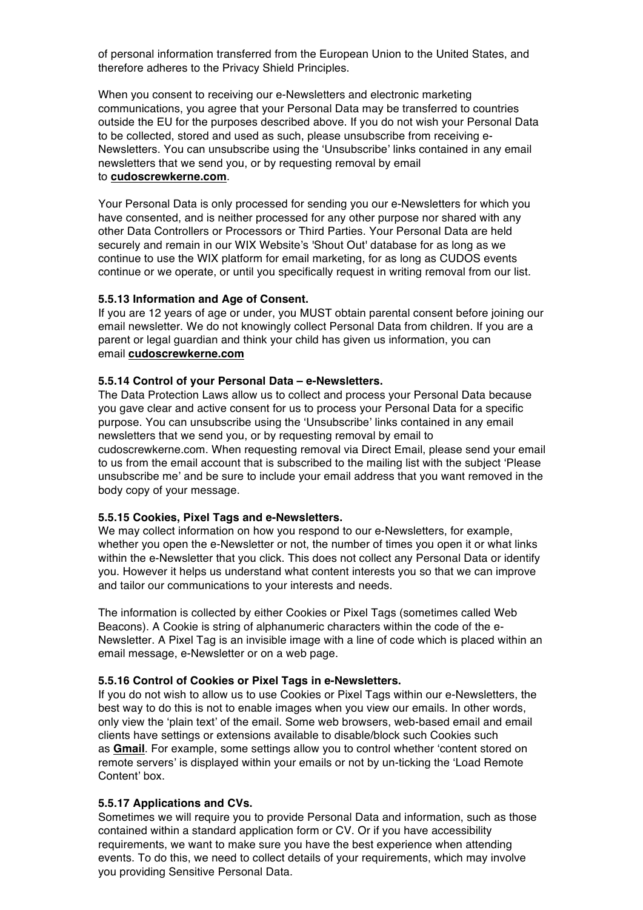of personal information transferred from the European Union to the United States, and therefore adheres to the Privacy Shield Principles.

When you consent to receiving our e-Newsletters and electronic marketing communications, you agree that your Personal Data may be transferred to countries outside the EU for the purposes described above. If you do not wish your Personal Data to be collected, stored and used as such, please unsubscribe from receiving e-Newsletters. You can unsubscribe using the 'Unsubscribe' links contained in any email newsletters that we send you, or by requesting removal by email to **cudoscrewkerne.com**.

Your Personal Data is only processed for sending you our e-Newsletters for which you have consented, and is neither processed for any other purpose nor shared with any other Data Controllers or Processors or Third Parties. Your Personal Data are held securely and remain in our WIX Website's 'Shout Out' database for as long as we continue to use the WIX platform for email marketing, for as long as CUDOS events continue or we operate, or until you specifically request in writing removal from our list.

**5.5.13 Information and Age of Consent.**

If you are 12 years of age or under, you MUST obtain parental consent before joining our email newsletter. We do not knowingly collect Personal Data from children. If you are a parent or legal guardian and think your child has given us information, you can email **cudoscrewkerne.com**

**5.5.14 Control of your Personal Data – e-Newsletters.**

The Data Protection Laws allow us to collect and process your Personal Data because you gave clear and active consent for us to process your Personal Data for a specific purpose. You can unsubscribe using the 'Unsubscribe' links contained in any email newsletters that we send you, or by requesting removal by email to cudoscrewkerne.com. When requesting removal via Direct Email, please send your email to us from the email account that is subscribed to the mailing list with the subject 'Please unsubscribe me' and be sure to include your email address that you want removed in the body copy of your message.

**5.5.15 Cookies, Pixel Tags and e-Newsletters.**

We may collect information on how you respond to our e-Newsletters, for example, whether you open the e-Newsletter or not, the number of times you open it or what links within the e-Newsletter that you click. This does not collect any Personal Data or identify you. However it helps us understand what content interests you so that we can improve and tailor our communications to your interests and needs.

The information is collected by either Cookies or Pixel Tags (sometimes called Web Beacons). A Cookie is string of alphanumeric characters within the code of the e-Newsletter. A Pixel Tag is an invisible image with a line of code which is placed within an email message, e-Newsletter or on a web page.

**5.5.16 Control of Cookies or Pixel Tags in e-Newsletters.**

If you do not wish to allow us to use Cookies or Pixel Tags within our e-Newsletters, the best way to do this is not to enable images when you view our emails. In other words, only view the 'plain text' of the email. Some web browsers, web-based email and email clients have settings or extensions available to disable/block such Cookies such as **Gmail**. For example, some settings allow you to control whether 'content stored on remote servers' is displayed within your emails or not by un-ticking the 'Load Remote Content' box.

**5.5.17 Applications and CVs.**

Sometimes we will require you to provide Personal Data and information, such as those contained within a standard application form or CV. Or if you have accessibility requirements, we want to make sure you have the best experience when attending events. To do this, we need to collect details of your requirements, which may involve you providing Sensitive Personal Data.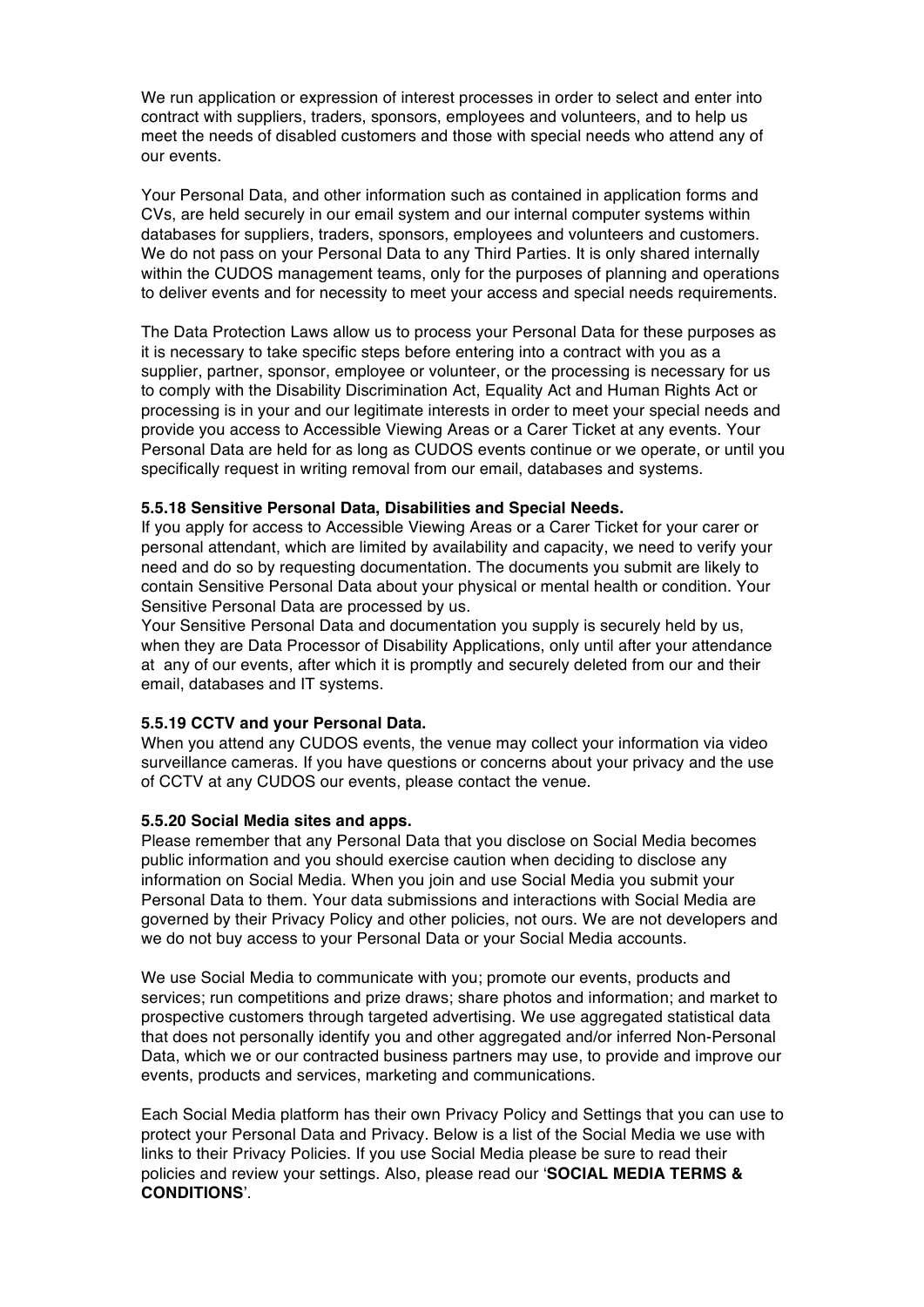We run application or expression of interest processes in order to select and enter into contract with suppliers, traders, sponsors, employees and volunteers, and to help us meet the needs of disabled customers and those with special needs who attend any of our events.

Your Personal Data, and other information such as contained in application forms and CVs, are held securely in our email system and our internal computer systems within databases for suppliers, traders, sponsors, employees and volunteers and customers. We do not pass on your Personal Data to any Third Parties. It is only shared internally within the CUDOS management teams, only for the purposes of planning and operations to deliver events and for necessity to meet your access and special needs requirements.

The Data Protection Laws allow us to process your Personal Data for these purposes as it is necessary to take specific steps before entering into a contract with you as a supplier, partner, sponsor, employee or volunteer, or the processing is necessary for us to comply with the Disability Discrimination Act, Equality Act and Human Rights Act or processing is in your and our legitimate interests in order to meet your special needs and provide you access to Accessible Viewing Areas or a Carer Ticket at any events. Your Personal Data are held for as long as CUDOS events continue or we operate, or until you specifically request in writing removal from our email, databases and systems.

**5.5.18 Sensitive Personal Data, Disabilities and Special Needs.**
If you apply for access to Accessible Viewing Areas or a Carer Ticket for your carer or personal attendant, which are limited by availability and capacity, we need to verify your need and do so by requesting documentation. The documents you submit are likely to contain Sensitive Personal Data about your physical or mental health or condition. Your Sensitive Personal Data are processed by us.
Your Sensitive Personal Data and documentation you supply is securely held by us, when they are Data Processor of Disability Applications, only until after your attendance at any of our events, after which it is promptly and securely deleted from our and their email, databases and IT systems.

**5.5.19 CCTV and your Personal Data.**
When you attend any CUDOS events, the venue may collect your information via video surveillance cameras. If you have questions or concerns about your privacy and the use of CCTV at any CUDOS our events, please contact the venue.

**5.5.20 Social Media sites and apps.**
Please remember that any Personal Data that you disclose on Social Media becomes public information and you should exercise caution when deciding to disclose any information on Social Media. When you join and use Social Media you submit your Personal Data to them. Your data submissions and interactions with Social Media are governed by their Privacy Policy and other policies, not ours. We are not developers and we do not buy access to your Personal Data or your Social Media accounts.

We use Social Media to communicate with you; promote our events, products and services; run competitions and prize draws; share photos and information; and market to prospective customers through targeted advertising. We use aggregated statistical data that does not personally identify you and other aggregated and/or inferred Non-Personal Data, which we or our contracted business partners may use, to provide and improve our events, products and services, marketing and communications.

Each Social Media platform has their own Privacy Policy and Settings that you can use to protect your Personal Data and Privacy. Below is a list of the Social Media we use with links to their Privacy Policies. If you use Social Media please be sure to read their policies and review your settings. Also, please read our '**SOCIAL MEDIA TERMS & CONDITIONS**'.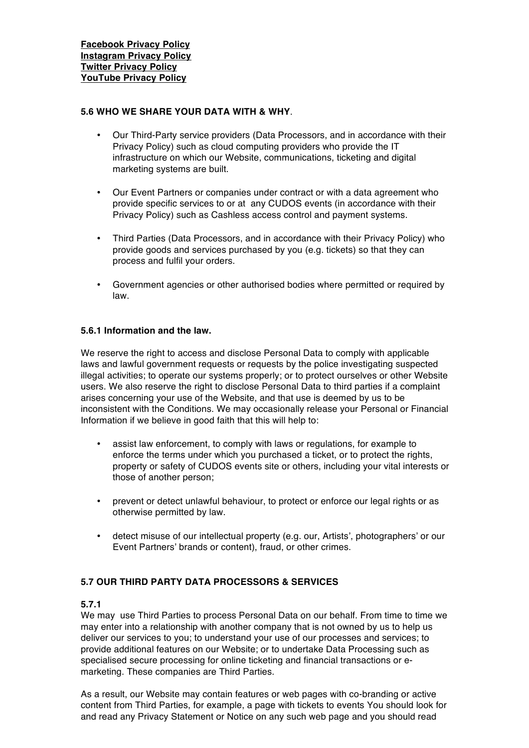**Facebook Privacy Policy**
**Instagram Privacy Policy**
**Twitter Privacy Policy**
**YouTube Privacy Policy**

**5.6 WHO WE SHARE YOUR DATA WITH & WHY**.

- Our Third-Party service providers (Data Processors, and in accordance with their Privacy Policy) such as cloud computing providers who provide the IT infrastructure on which our Website, communications, ticketing and digital marketing systems are built.
- Our Event Partners or companies under contract or with a data agreement who provide specific services to or at any CUDOS events (in accordance with their Privacy Policy) such as Cashless access control and payment systems.
- Third Parties (Data Processors, and in accordance with their Privacy Policy) who provide goods and services purchased by you (e.g. tickets) so that they can process and fulfil your orders.
- Government agencies or other authorised bodies where permitted or required by law.

**5.6.1 Information and the law.**

We reserve the right to access and disclose Personal Data to comply with applicable laws and lawful government requests or requests by the police investigating suspected illegal activities; to operate our systems properly; or to protect ourselves or other Website users. We also reserve the right to disclose Personal Data to third parties if a complaint arises concerning your use of the Website, and that use is deemed by us to be inconsistent with the Conditions. We may occasionally release your Personal or Financial Information if we believe in good faith that this will help to:

- assist law enforcement, to comply with laws or regulations, for example to enforce the terms under which you purchased a ticket, or to protect the rights, property or safety of CUDOS events site or others, including your vital interests or those of another person;
- prevent or detect unlawful behaviour, to protect or enforce our legal rights or as otherwise permitted by law.
- detect misuse of our intellectual property (e.g. our, Artists', photographers' or our Event Partners' brands or content), fraud, or other crimes.

**5.7 OUR THIRD PARTY DATA PROCESSORS & SERVICES**

**5.7.1**

We may use Third Parties to process Personal Data on our behalf. From time to time we may enter into a relationship with another company that is not owned by us to help us deliver our services to you; to understand your use of our processes and services; to provide additional features on our Website; or to undertake Data Processing such as specialised secure processing for online ticketing and financial transactions or e-marketing. These companies are Third Parties.

As a result, our Website may contain features or web pages with co-branding or active content from Third Parties, for example, a page with tickets to events You should look for and read any Privacy Statement or Notice on any such web page and you should read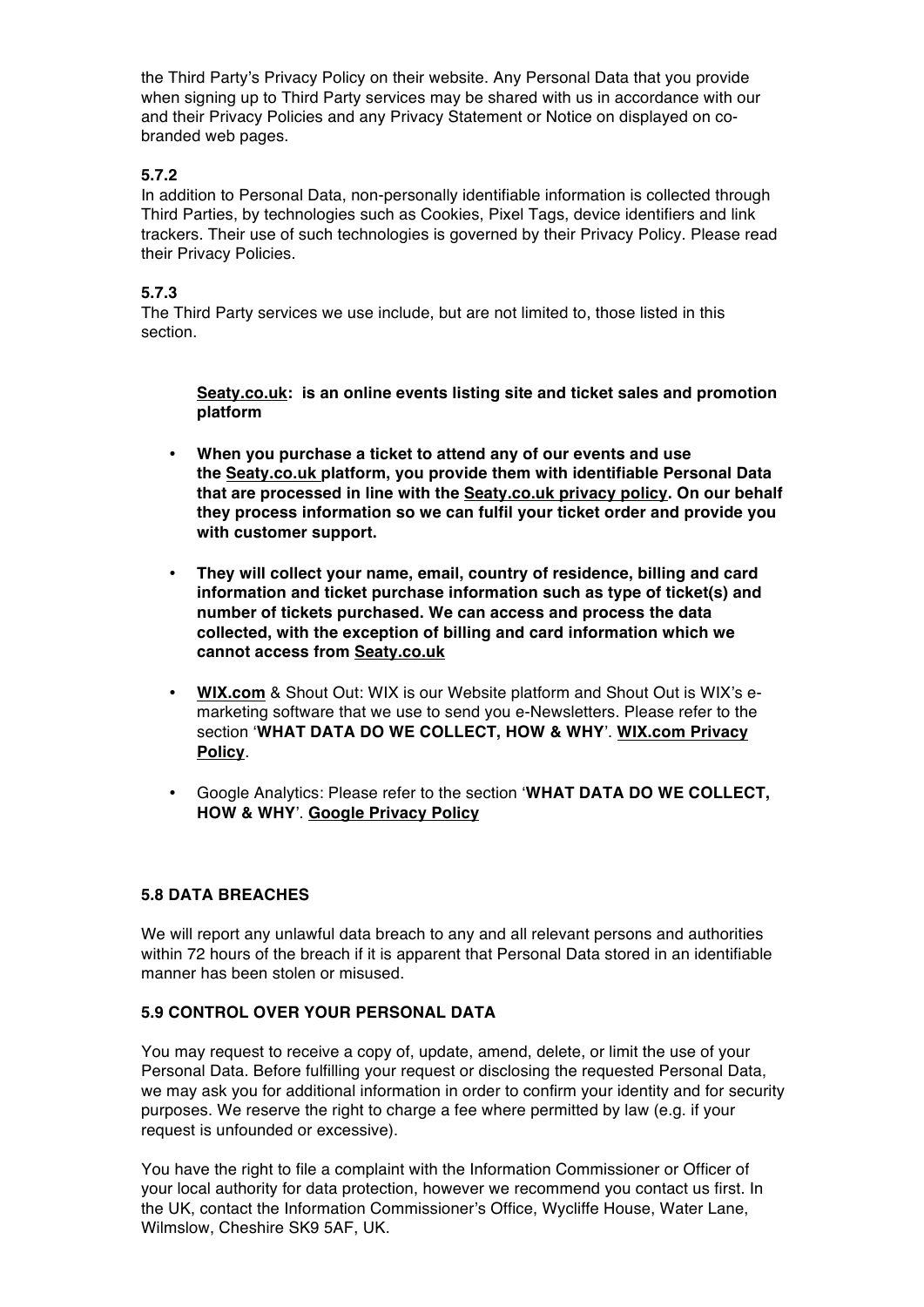the Third Party's Privacy Policy on their website. Any Personal Data that you provide when signing up to Third Party services may be shared with us in accordance with our and their Privacy Policies and any Privacy Statement or Notice on displayed on co-branded web pages.

**5.7.2**

In addition to Personal Data, non-personally identifiable information is collected through Third Parties, by technologies such as Cookies, Pixel Tags, device identifiers and link trackers. Their use of such technologies is governed by their Privacy Policy. Please read their Privacy Policies.

**5.7.3**

The Third Party services we use include, but are not limited to, those listed in this section.

**Seaty.co.uk: is an online events listing site and ticket sales and promotion platform**

- **When you purchase a ticket to attend any of our events and use the Seaty.co.uk platform, you provide them with identifiable Personal Data that are processed in line with the Seaty.co.uk privacy policy. On our behalf they process information so we can fulfil your ticket order and provide you with customer support.**
- **They will collect your name, email, country of residence, billing and card information and ticket purchase information such as type of ticket(s) and number of tickets purchased. We can access and process the data collected, with the exception of billing and card information which we cannot access from Seaty.co.uk**
- **WIX.com** & Shout Out: WIX is our Website platform and Shout Out is WIX's e-marketing software that we use to send you e-Newsletters. Please refer to the section '**WHAT DATA DO WE COLLECT, HOW & WHY**'. **WIX.com Privacy Policy**.
- Google Analytics: Please refer to the section '**WHAT DATA DO WE COLLECT, HOW & WHY**'. **Google Privacy Policy**

### 5.8 DATA BREACHES

We will report any unlawful data breach to any and all relevant persons and authorities within 72 hours of the breach if it is apparent that Personal Data stored in an identifiable manner has been stolen or misused.

### 5.9 CONTROL OVER YOUR PERSONAL DATA

You may request to receive a copy of, update, amend, delete, or limit the use of your Personal Data. Before fulfilling your request or disclosing the requested Personal Data, we may ask you for additional information in order to confirm your identity and for security purposes. We reserve the right to charge a fee where permitted by law (e.g. if your request is unfounded or excessive).

You have the right to file a complaint with the Information Commissioner or Officer of your local authority for data protection, however we recommend you contact us first. In the UK, contact the Information Commissioner's Office, Wycliffe House, Water Lane, Wilmslow, Cheshire SK9 5AF, UK.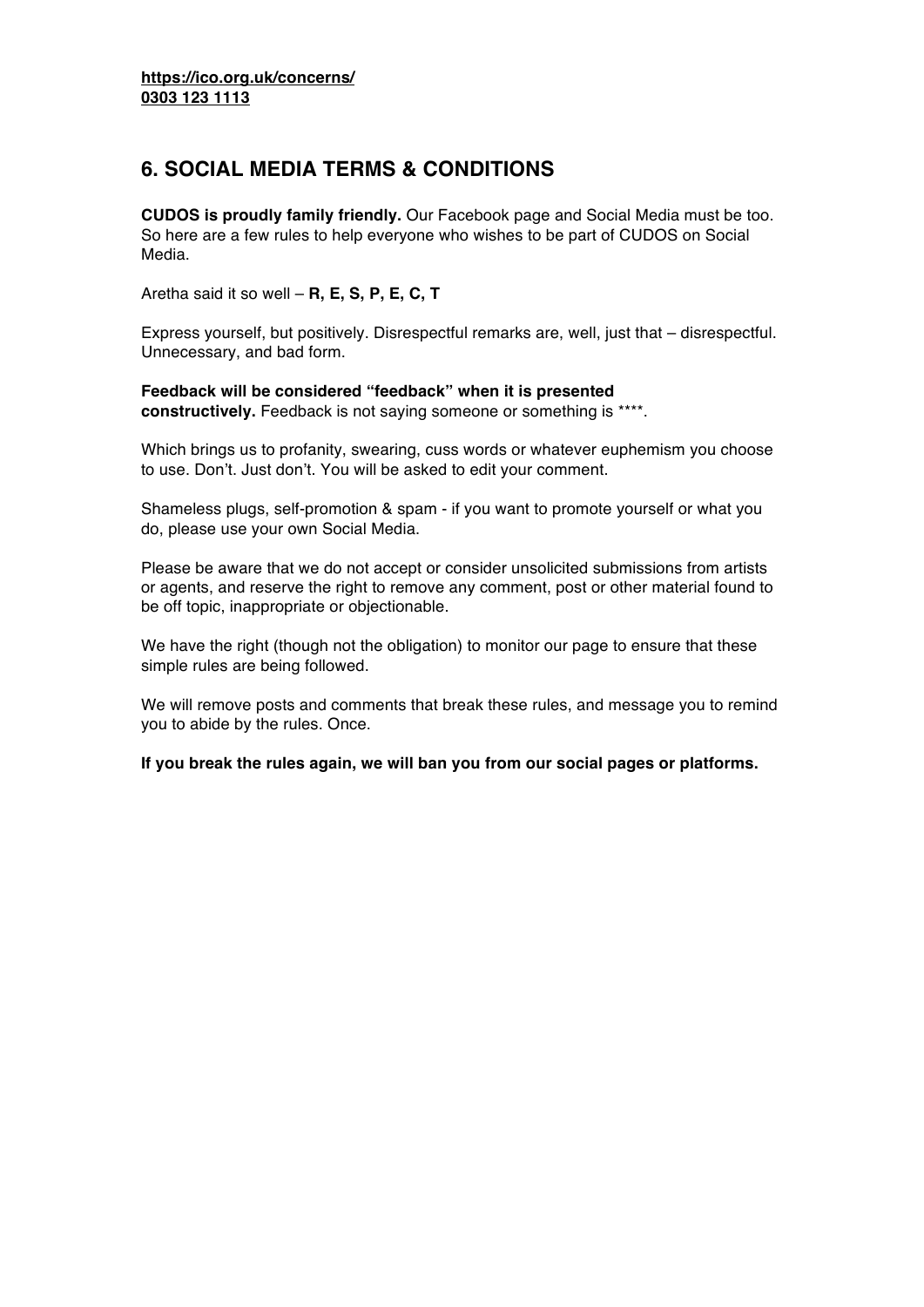**https://ico.org.uk/concerns/**
**0303 123 1113**

## 6. SOCIAL MEDIA TERMS & CONDITIONS

**CUDOS is proudly family friendly.** Our Facebook page and Social Media must be too. So here are a few rules to help everyone who wishes to be part of CUDOS on Social Media.

Aretha said it so well – **R, E, S, P, E, C, T**

Express yourself, but positively. Disrespectful remarks are, well, just that – disrespectful. Unnecessary, and bad form.

**Feedback will be considered "feedback" when it is presented constructively.** Feedback is not saying someone or something is ****.

Which brings us to profanity, swearing, cuss words or whatever euphemism you choose to use. Don't. Just don't. You will be asked to edit your comment.

Shameless plugs, self-promotion & spam - if you want to promote yourself or what you do, please use your own Social Media.

Please be aware that we do not accept or consider unsolicited submissions from artists or agents, and reserve the right to remove any comment, post or other material found to be off topic, inappropriate or objectionable.

We have the right (though not the obligation) to monitor our page to ensure that these simple rules are being followed.

We will remove posts and comments that break these rules, and message you to remind you to abide by the rules. Once.

**If you break the rules again, we will ban you from our social pages or platforms.**